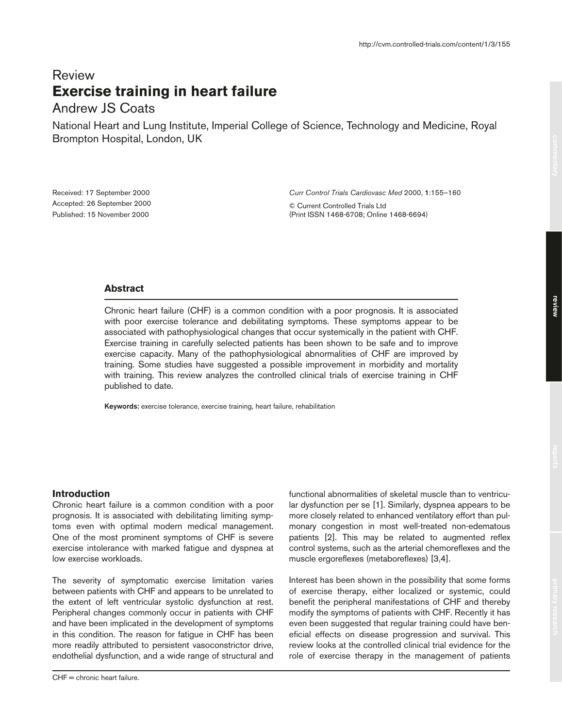Review

# Exercise training in heart failure

Andrew JS Coats

National Heart and Lung Institute, Imperial College of Science, Technology and Medicine, Royal Brompton Hospital, London, UK

Received: 17 September 2000
Accepted: 26 September 2000
Published: 15 November 2000

*Curr Control Trials Cardiovasc Med* 2000, **1**:155–160

© Current Controlled Trials Ltd
(Print ISSN 1468-6708; Online 1468-6694)

## Abstract

Chronic heart failure (CHF) is a common condition with a poor prognosis. It is associated with poor exercise tolerance and debilitating symptoms. These symptoms appear to be associated with pathophysiological changes that occur systemically in the patient with CHF. Exercise training in carefully selected patients has been shown to be safe and to improve exercise capacity. Many of the pathophysiological abnormalities of CHF are improved by training. Some studies have suggested a possible improvement in morbidity and mortality with training. This review analyzes the controlled clinical trials of exercise training in CHF published to date.

**Keywords:** exercise tolerance, exercise training, heart failure, rehabilitation

## Introduction

Chronic heart failure is a common condition with a poor prognosis. It is associated with debilitating limiting symptoms even with optimal modern medical management. One of the most prominent symptoms of CHF is severe exercise intolerance with marked fatigue and dyspnea at low exercise workloads.

The severity of symptomatic exercise limitation varies between patients with CHF and appears to be unrelated to the extent of left ventricular systolic dysfunction at rest. Peripheral changes commonly occur in patients with CHF and have been implicated in the development of symptoms in this condition. The reason for fatigue in CHF has been more readily attributed to persistent vasoconstrictor drive, endothelial dysfunction, and a wide range of structural and functional abnormalities of skeletal muscle than to ventricular dysfunction per se [1]. Similarly, dyspnea appears to be more closely related to enhanced ventilatory effort than pulmonary congestion in most well-treated non-edematous patients [2]. This may be related to augmented reflex control systems, such as the arterial chemoreflexes and the muscle ergoreflexes (metaboreflexes) [3,4].

Interest has been shown in the possibility that some forms of exercise therapy, either localized or systemic, could benefit the peripheral manifestations of CHF and thereby modify the symptoms of patients with CHF. Recently it has even been suggested that regular training could have beneficial effects on disease progression and survival. This review looks at the controlled clinical trial evidence for the role of exercise therapy in the management of patients

CHF = chronic heart failure.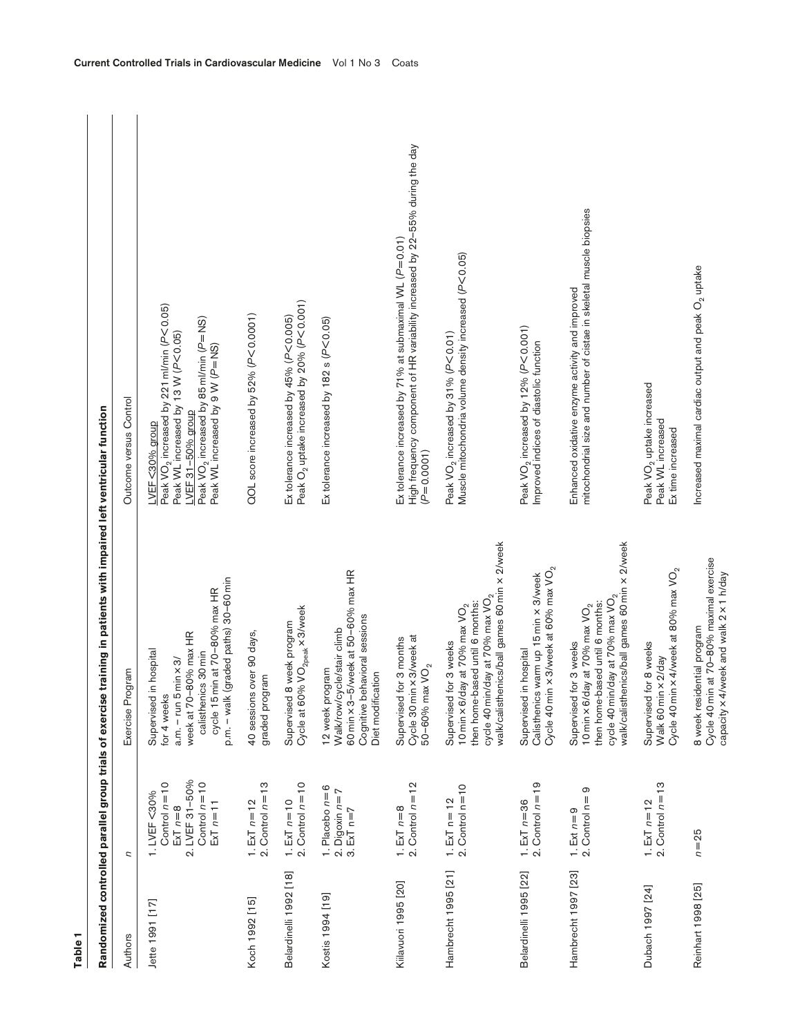**Table 1**

**Randomized controlled parallel group trials of exercise training in patients with impaired left ventricular function**

| Authors | *n* | Exercise Program | Outcome versus Control |
|---|---|---|---|
| Jette 1991 [17] | 1. LVEF <30%<br>Control *n*=10<br>EXT *n*=8<br>2. LVEF 31–50%<br>Control *n*=10<br>EXT *n*=11 | Supervised in hospital<br>for 4 weeks<br>a.m. – run 5 min × 3/<br>week at 70–80% max HR<br>calisthenics 30 min<br>cycle 15 min at 70–80% max HR<br>p.m. – walk (graded paths) 30–60 min | LVEF <30% group<br>Peak $VO_2$ increased by 221 ml/min ($P$<0.05)<br>Peak WL increased by 13 W ($P$<0.05)<br>LVEF 31–50% group<br>Peak $VO_2$ increased by 85 ml/min ($P$=NS)<br>Peak WL increased by 9 W ($P$=NS) |
| Koch 1992 [15] | 1. ExT *n*=12<br>2. Control *n*=13 | 40 sessions over 90 days,<br>graded program | QOL score increased by 52% ($P$<0.0001) |
| Belardinelli 1992 [18] | 1. ExT *n*=10<br>2. Control *n*=10 | Supervised 8 week program<br>Cycle at 60% $VO_{2peak}$ × 3/week | Ex tolerance increased by 45% ($P$<0.005)<br>Peak $O_2$ uptake increased by 20% ($P$<0.001) |
| Kostis 1994 [19] | 1. Placebo *n*=6<br>2. Digoxin *n*=7<br>3. ExT n=7 | 12 week program<br>Walk/row/cycle/stair climb<br>60 min × 3–5/week at 50–60% max HR<br>Cognitive behavioral sessions<br>Diet modification | Ex tolerance increased by 182 s ($P$<0.05) |
| Kiilavuori 1995 [20] | 1. ExT *n*=8<br>2. Control *n*=12 | Supervised for 3 months<br>Cycle 30 min × 3/week at<br>50–60% max $VO_2$ | Ex tolerance increased by 71% at submaximal WL ($P$=0.01)<br>High frequency component of HR variability increased by 22–55% during the day ($P$=0.0001) |
| Hambrecht 1995 [21] | 1. ExT n=12<br>2. Control n=10 | Supervised for 3 weeks<br>10 min × 6/day at 70% max $VO_2$<br>then home-based until 6 months:<br>cycle 40 min/day at 70% max $VO_2$<br>walk/calisthenics/ball games 60 min × 2/week | Peak $VO_2$ increased by 31% ($P$<0.01)<br>Muscle mitochondria volume density increased ($P$<0.05) |
| Belardinelli 1995 [22] | 1. ExT *n*=36<br>2. Control *n*=19 | Supervised in hospital<br>Calisthenics warm up 15 min × 3/week<br>Cycle 40 min × 3/week at 60% max $VO_2$ | Peak $VO_2$ increased by 12% ($P$<0.001)<br>Improved indices of diastolic function |
| Hambrecht 1997 [23] | 1. Ext *n*=9<br>2. Control n= 9 | Supervised for 3 weeks<br>10 min × 6/day at 70% max $VO_2$<br>then home-based until 6 months:<br>cycle 40 min/day at 70% max $VO_2$<br>walk/calisthenics/ball games 60 min × 2/week | Enhanced oxidative enzyme activity and improved<br>mitochondrial size and number of cistae in skeletal muscle biopsies |
| Dubach 1997 [24] | 1. ExT *n*=12<br>2. Control *n*=13 | Supervised for 8 weeks<br>Walk 60 min × 2/day<br>Cycle 40 min × 4/week at 80% max $VO_2$ | Peak $VO_2$ uptake increased<br>Peak WL increased<br>Ex time increased |
| Reinhart 1998 [25] | *n*=25 | 8 week residential program<br>Cycle 40 min at 70–80% maximal exercise<br>capacity × 4/week and walk 2 × 1 h/day | Increased maximal cardiac output and peak $O_2$ uptake |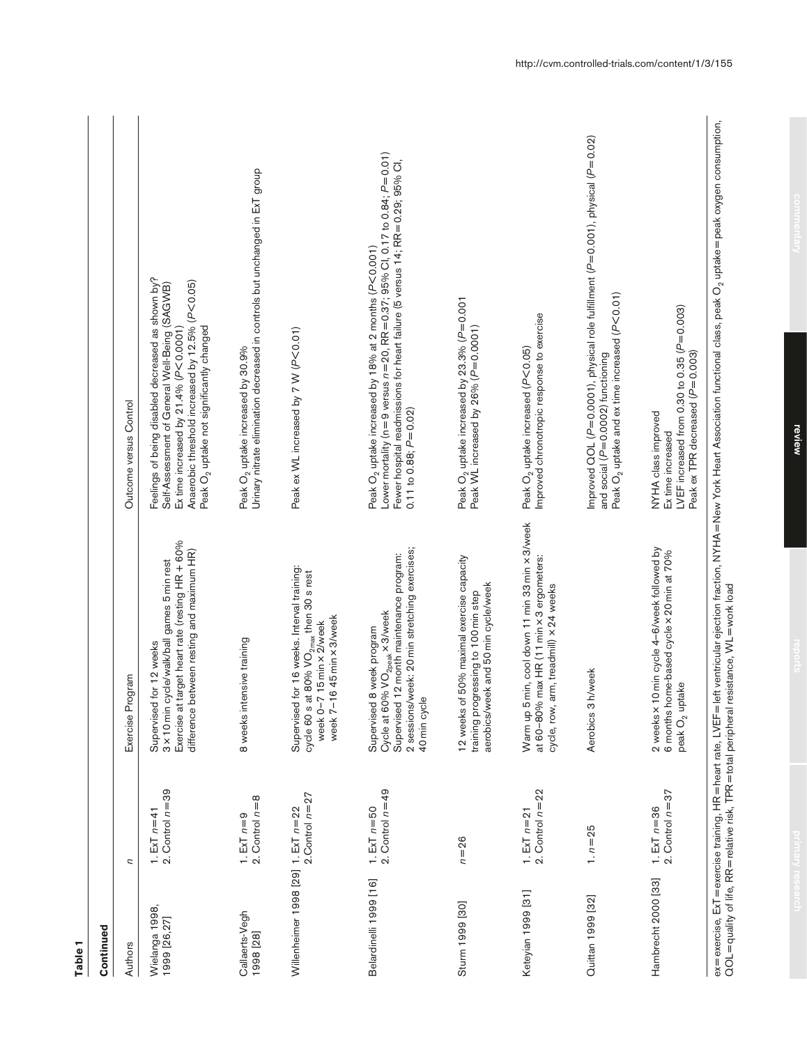**Table 1**

**Continued**

| Authors | n | Exercise Program | Outcome versus Control |
|---|---|---|---|
| Wielanga 1998, 1999 [26,27] | 1. ExT $n=41$<br>2. Control $n=39$ | Supervised for 12 weeks<br>3 × 10 min cycle/walk/ball games 5 min rest<br>Exercise at target heart rate (resting HR + 60% difference between resting and maximum HR) | Feelings of being disabled decreased as shown by?<br>Self-Assessment of General Well-Being (SAGWB)<br>Ex time increased by 21.4% ($P<0.0001$)<br>Anaerobic threshold increased by 12.5% ($P<0.05$)<br>Peak $O_2$ uptake not significantly changed |
| Callaerts-Vegh 1998 [28] | 1. ExT $n=9$<br>2. Control $n=8$ | 8 weeks intensive training | Peak $O_2$ uptake increased by 30.9%<br>Urinary nitrate elimination decreased in controls but unchanged in ExT group |
| Willenheimer 1998 [29] | 1. ExT $n=22$<br>2. Control $n=27$ | Supervised for 16 weeks. Interval training: cycle 60 s at 80% $VO_{2max}$ then 30 s rest<br>week 0–7 15 min × 2/week<br>week 7–16 45 min × 3/week | Peak ex WL increased by 7 W ($P<0.01$) |
| Belardinelli 1999 [16] | 1. ExT $n=50$<br>2. Control $n=49$ | Supervised 8 week program<br>Cycle at 60% $VO_{2peak}$ × 3/week<br>Supervised 12 month maintenance program: 2 sessions/week: 20 min stretching exercises; 40 min cycle | Peak $O_2$ uptake increased by 18% at 2 months ($P<0.001$)<br>Lower mortality (n = 9 versus $n=20$, RR = 0.37; 95% CI, 0.17 to 0.84; $P=0.01$)<br>Fewer hospital readmissions for heart failure (5 versus 14; RR = 0.29; 95% CI, 0.11 to 0.88; $P=0.02$) |
| Sturm 1999 [30] | $n=26$ | 12 weeks of 50% maximal exercise capacity training progressing to 100 min step aerobics/week and 50 min cycle/week | Peak $O_2$ uptake increased by 23.3% ($P=0.001$<br>Peak WL increased by 26% ($P=0.0001$) |
| Keteyian 1999 [31] | 1. ExT $n=21$<br>2. Control $n=22$ | Warm up 5 min, cool down 11 min 33 min × 3/week at 60–80% max HR (11 min × 3 ergometers: cycle, row, arm, treadmill) × 24 weeks | Peak $O_2$ uptake increased ($P<0.05$)<br>Improved chronotropic response to exercise |
| Quittan 1999 [32] | 1. $n=25$ | Aerobics 3 h/week | Improved QOL ($P=0.0001$), physical role fulfillment ($P=0.001$), physical ($P=0.02$) and social ($P=0.0002$) functioning<br>Peak $O_2$ uptake and ex time increased ($P<0.01$) |
| Hambrecht 2000 [33] | 1. ExT $n=36$<br>2. Control $n=37$ | 2 weeks × 10 min cycle 4–6/week followed by 6 months home-based cycle × 20 min at 70% peak $O_2$ uptake | NYHA class improved<br>Ex time increased<br>LVEF increased from 0.30 to 0.35 ($P=0.003$)<br>Peak ex TPR decreased ($P=0.003$) |

ex = exercise, ExT = exercise training, HR = heart rate, LVEF = left ventricular ejection fraction, NYHA = New York Heart Association functional class, peak $O_2$ uptake = peak oxygen consumption, QOL = quality of life, RR = relative risk, TPR = total peripheral resistance, WL = work load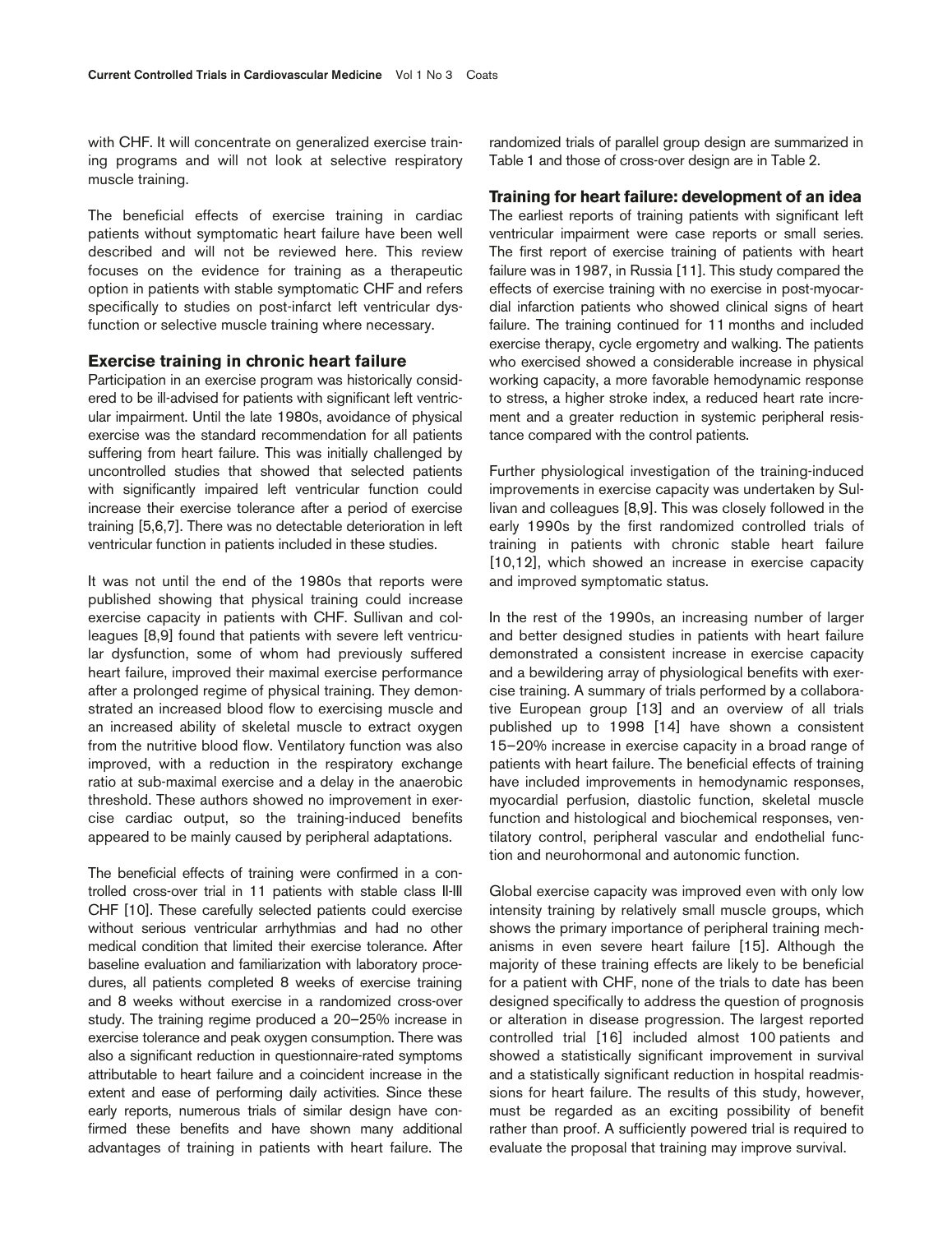with CHF. It will concentrate on generalized exercise training programs and will not look at selective respiratory muscle training.

The beneficial effects of exercise training in cardiac patients without symptomatic heart failure have been well described and will not be reviewed here. This review focuses on the evidence for training as a therapeutic option in patients with stable symptomatic CHF and refers specifically to studies on post-infarct left ventricular dysfunction or selective muscle training where necessary.

## Exercise training in chronic heart failure

Participation in an exercise program was historically considered to be ill-advised for patients with significant left ventricular impairment. Until the late 1980s, avoidance of physical exercise was the standard recommendation for all patients suffering from heart failure. This was initially challenged by uncontrolled studies that showed that selected patients with significantly impaired left ventricular function could increase their exercise tolerance after a period of exercise training [5,6,7]. There was no detectable deterioration in left ventricular function in patients included in these studies.

It was not until the end of the 1980s that reports were published showing that physical training could increase exercise capacity in patients with CHF. Sullivan and colleagues [8,9] found that patients with severe left ventricular dysfunction, some of whom had previously suffered heart failure, improved their maximal exercise performance after a prolonged regime of physical training. They demonstrated an increased blood flow to exercising muscle and an increased ability of skeletal muscle to extract oxygen from the nutritive blood flow. Ventilatory function was also improved, with a reduction in the respiratory exchange ratio at sub-maximal exercise and a delay in the anaerobic threshold. These authors showed no improvement in exercise cardiac output, so the training-induced benefits appeared to be mainly caused by peripheral adaptations.

The beneficial effects of training were confirmed in a controlled cross-over trial in 11 patients with stable class II-III CHF [10]. These carefully selected patients could exercise without serious ventricular arrhythmias and had no other medical condition that limited their exercise tolerance. After baseline evaluation and familiarization with laboratory procedures, all patients completed 8 weeks of exercise training and 8 weeks without exercise in a randomized cross-over study. The training regime produced a 20–25% increase in exercise tolerance and peak oxygen consumption. There was also a significant reduction in questionnaire-rated symptoms attributable to heart failure and a coincident increase in the extent and ease of performing daily activities. Since these early reports, numerous trials of similar design have confirmed these benefits and have shown many additional advantages of training in patients with heart failure. The randomized trials of parallel group design are summarized in Table 1 and those of cross-over design are in Table 2.

## Training for heart failure: development of an idea

The earliest reports of training patients with significant left ventricular impairment were case reports or small series. The first report of exercise training of patients with heart failure was in 1987, in Russia [11]. This study compared the effects of exercise training with no exercise in post-myocardial infarction patients who showed clinical signs of heart failure. The training continued for 11 months and included exercise therapy, cycle ergometry and walking. The patients who exercised showed a considerable increase in physical working capacity, a more favorable hemodynamic response to stress, a higher stroke index, a reduced heart rate increment and a greater reduction in systemic peripheral resistance compared with the control patients.

Further physiological investigation of the training-induced improvements in exercise capacity was undertaken by Sullivan and colleagues [8,9]. This was closely followed in the early 1990s by the first randomized controlled trials of training in patients with chronic stable heart failure [10,12], which showed an increase in exercise capacity and improved symptomatic status.

In the rest of the 1990s, an increasing number of larger and better designed studies in patients with heart failure demonstrated a consistent increase in exercise capacity and a bewildering array of physiological benefits with exercise training. A summary of trials performed by a collaborative European group [13] and an overview of all trials published up to 1998 [14] have shown a consistent 15–20% increase in exercise capacity in a broad range of patients with heart failure. The beneficial effects of training have included improvements in hemodynamic responses, myocardial perfusion, diastolic function, skeletal muscle function and histological and biochemical responses, ventilatory control, peripheral vascular and endothelial function and neurohormonal and autonomic function.

Global exercise capacity was improved even with only low intensity training by relatively small muscle groups, which shows the primary importance of peripheral training mechanisms in even severe heart failure [15]. Although the majority of these training effects are likely to be beneficial for a patient with CHF, none of the trials to date has been designed specifically to address the question of prognosis or alteration in disease progression. The largest reported controlled trial [16] included almost 100 patients and showed a statistically significant improvement in survival and a statistically significant reduction in hospital readmissions for heart failure. The results of this study, however, must be regarded as an exciting possibility of benefit rather than proof. A sufficiently powered trial is required to evaluate the proposal that training may improve survival.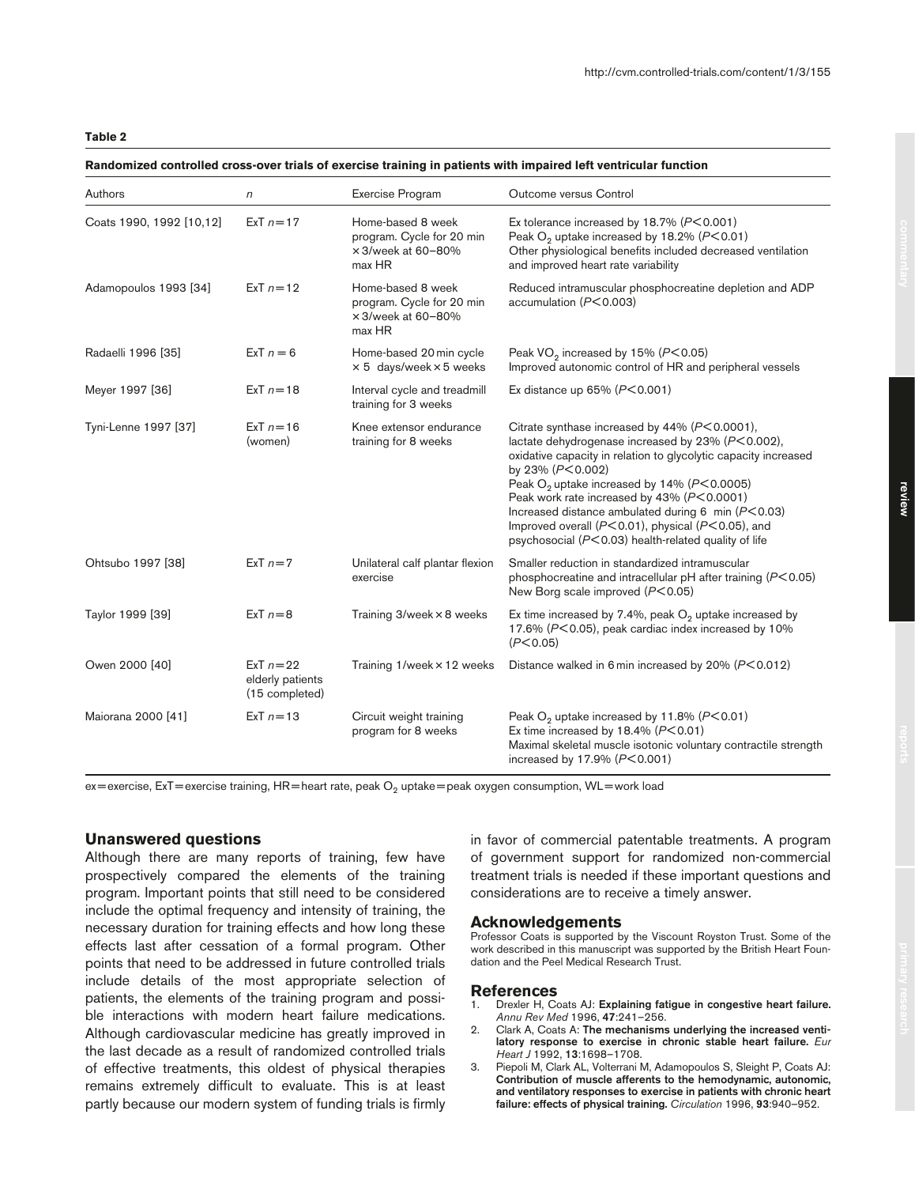**Table 2**

**Randomized controlled cross-over trials of exercise training in patients with impaired left ventricular function**

| Authors | $n$ | Exercise Program | Outcome versus Control |
|---|---|---|---|
| Coats 1990, 1992 [10,12] | ExT $n=17$ | Home-based 8 week program. Cycle for 20 min ×3/week at 60–80% max HR | Ex tolerance increased by 18.7% ($P<0.001$)<br>Peak $O_2$ uptake increased by 18.2% ($P<0.01$)<br>Other physiological benefits included decreased ventilation and improved heart rate variability |
| Adamopoulos 1993 [34] | ExT $n=12$ | Home-based 8 week program. Cycle for 20 min ×3/week at 60–80% max HR | Reduced intramuscular phosphocreatine depletion and ADP accumulation ($P<0.003$) |
| Radaelli 1996 [35] | ExT $n=6$ | Home-based 20 min cycle × 5 days/week × 5 weeks | Peak $VO_2$ increased by 15% ($P<0.05$)<br>Improved autonomic control of HR and peripheral vessels |
| Meyer 1997 [36] | ExT $n=18$ | Interval cycle and treadmill training for 3 weeks | Ex distance up 65% ($P<0.001$) |
| Tyni-Lenne 1997 [37] | ExT $n=16$ (women) | Knee extensor endurance training for 8 weeks | Citrate synthase increased by 44% ($P<0.0001$), lactate dehydrogenase increased by 23% ($P<0.002$), oxidative capacity in relation to glycolytic capacity increased by 23% ($P<0.002$)<br>Peak $O_2$ uptake increased by 14% ($P<0.0005$)<br>Peak work rate increased by 43% ($P<0.0001$)<br>Increased distance ambulated during 6 min ($P<0.03$)<br>Improved overall ($P<0.01$), physical ($P<0.05$), and psychosocial ($P<0.03$) health-related quality of life |
| Ohtsubo 1997 [38] | ExT $n=7$ | Unilateral calf plantar flexion exercise | Smaller reduction in standardized intramuscular phosphocreatine and intracellular pH after training ($P<0.05$)<br>New Borg scale improved ($P<0.05$) |
| Taylor 1999 [39] | ExT $n=8$ | Training 3/week × 8 weeks | Ex time increased by 7.4%, peak $O_2$ uptake increased by 17.6% ($P<0.05$), peak cardiac index increased by 10% ($P<0.05$) |
| Owen 2000 [40] | ExT $n=22$ elderly patients (15 completed) | Training 1/week × 12 weeks | Distance walked in 6 min increased by 20% ($P<0.012$) |
| Maiorana 2000 [41] | ExT $n=13$ | Circuit weight training program for 8 weeks | Peak $O_2$ uptake increased by 11.8% ($P<0.01$)<br>Ex time increased by 18.4% ($P<0.01$)<br>Maximal skeletal muscle isotonic voluntary contractile strength increased by 17.9% ($P<0.001$) |

ex = exercise, ExT = exercise training, HR = heart rate, peak $O_2$ uptake = peak oxygen consumption, WL = work load

## Unanswered questions

Although there are many reports of training, few have prospectively compared the elements of the training program. Important points that still need to be considered include the optimal frequency and intensity of training, the necessary duration for training effects and how long these effects last after cessation of a formal program. Other points that need to be addressed in future controlled trials include details of the most appropriate selection of patients, the elements of the training program and possible interactions with modern heart failure medications. Although cardiovascular medicine has greatly improved in the last decade as a result of randomized controlled trials of effective treatments, this oldest of physical therapies remains extremely difficult to evaluate. This is at least partly because our modern system of funding trials is firmly in favor of commercial patentable treatments. A program of government support for randomized non-commercial treatment trials is needed if these important questions and considerations are to receive a timely answer.

## Acknowledgements

Professor Coats is supported by the Viscount Royston Trust. Some of the work described in this manuscript was supported by the British Heart Foundation and the Peel Medical Research Trust.

## References

1. Drexler H, Coats AJ: **Explaining fatigue in congestive heart failure.** *Annu Rev Med* 1996, **47**:241–256.
2. Clark A, Coats A: **The mechanisms underlying the increased ventilatory response to exercise in chronic stable heart failure.** *Eur Heart J* 1992, **13**:1698–1708.
3. Piepoli M, Clark AL, Volterrani M, Adamopoulos S, Sleight P, Coats AJ: **Contribution of muscle afferents to the hemodynamic, autonomic, and ventilatory responses to exercise in patients with chronic heart failure: effects of physical training.** *Circulation* 1996, **93**:940–952.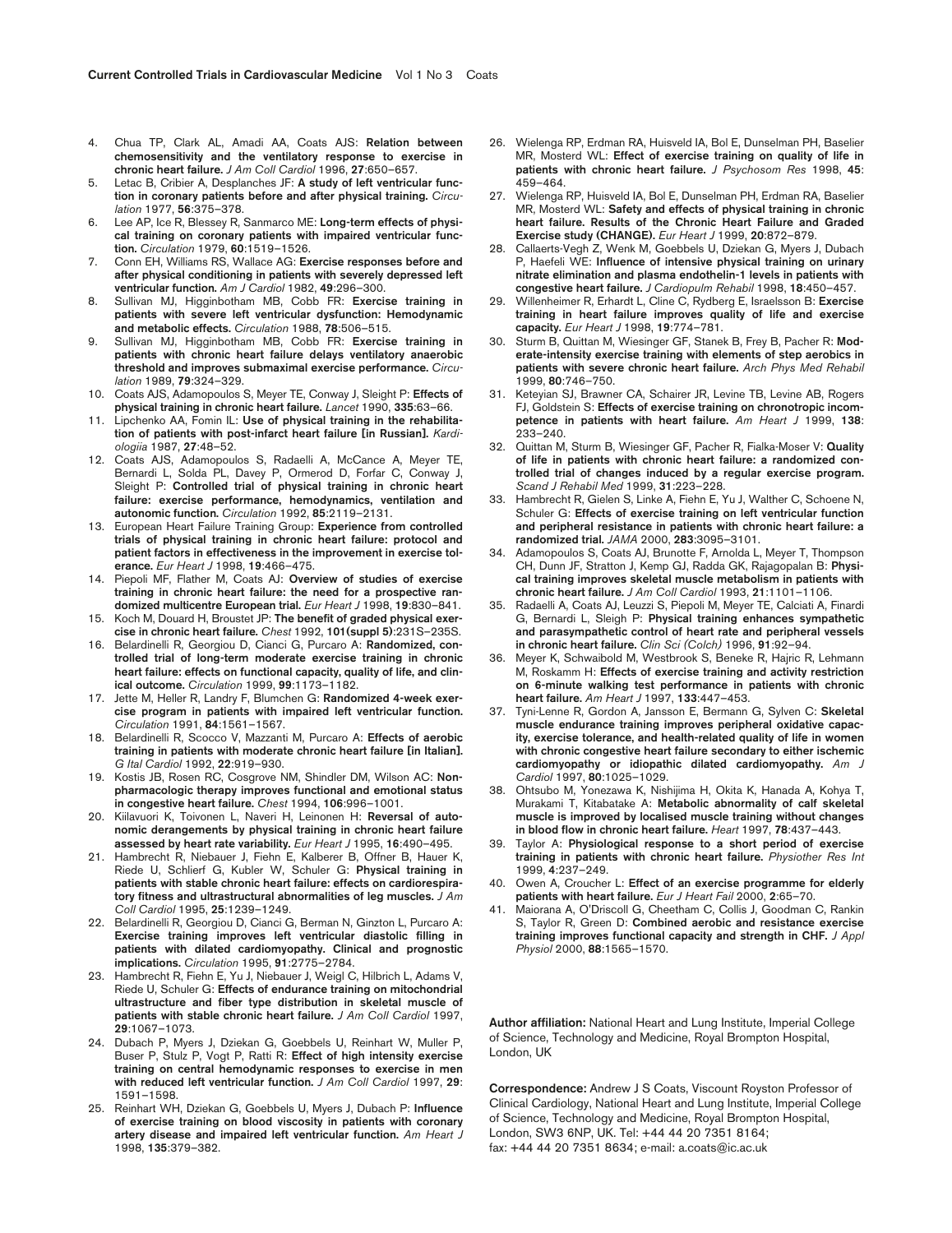4. Chua TP, Clark AL, Amadi AA, Coats AJS: **Relation between chemosensitivity and the ventilatory response to exercise in chronic heart failure.** *J Am Coll Cardiol* 1996, **27**:650–657.
5. Letac B, Cribier A, Desplanches JF: **A study of left ventricular function in coronary patients before and after physical training.** *Circulation* 1977, **56**:375–378.
6. Lee AP, Ice R, Blessey R, Sanmarco ME: **Long-term effects of physical training on coronary patients with impaired ventricular function.** *Circulation* 1979, **60**:1519–1526.
7. Conn EH, Williams RS, Wallace AG: **Exercise responses before and after physical conditioning in patients with severely depressed left ventricular function.** *Am J Cardiol* 1982, **49**:296–300.
8. Sullivan MJ, Higginbotham MB, Cobb FR: **Exercise training in patients with severe left ventricular dysfunction: Hemodynamic and metabolic effects.** *Circulation* 1988, **78**:506–515.
9. Sullivan MJ, Higginbotham MB, Cobb FR: **Exercise training in patients with chronic heart failure delays ventilatory anaerobic threshold and improves submaximal exercise performance.** *Circulation* 1989, **79**:324–329.
10. Coats AJS, Adamopoulos S, Meyer TE, Conway J, Sleight P: **Effects of physical training in chronic heart failure.** *Lancet* 1990, **335**:63–66.
11. Lipchenko AA, Fomin IL: **Use of physical training in the rehabilitation of patients with post-infarct heart failure [in Russian].** *Kardiologiia* 1987, **27**:48–52.
12. Coats AJS, Adamopoulos S, Radaelli A, McCance A, Meyer TE, Bernardi L, Solda PL, Davey P, Ormerod D, Forfar C, Conway J, Sleight P: **Controlled trial of physical training in chronic heart failure: exercise performance, hemodynamics, ventilation and autonomic function.** *Circulation* 1992, **85**:2119–2131.
13. European Heart Failure Training Group: **Experience from controlled trials of physical training in chronic heart failure: protocol and patient factors in effectiveness in the improvement in exercise tolerance.** *Eur Heart J* 1998, **19**:466–475.
14. Piepoli MF, Flather M, Coats AJ: **Overview of studies of exercise training in chronic heart failure: the need for a prospective randomized multicentre European trial.** *Eur Heart J* 1998, **19**:830–841.
15. Koch M, Douard H, Broustet JP: **The benefit of graded physical exercise in chronic heart failure.** *Chest* 1992, **101(suppl 5)**:231S–235S.
16. Belardinelli R, Georgiou D, Cianci G, Purcaro A: **Randomized, controlled trial of long-term moderate exercise training in chronic heart failure: effects on functional capacity, quality of life, and clinical outcome.** *Circulation* 1999, **99**:1173–1182.
17. Jette M, Heller R, Landry F, Blumchen G: **Randomized 4-week exercise program in patients with impaired left ventricular function.** *Circulation* 1991, **84**:1561–1567.
18. Belardinelli R, Scocco V, Mazzanti M, Purcaro A: **Effects of aerobic training in patients with moderate chronic heart failure [in Italian].** *G Ital Cardiol* 1992, **22**:919–930.
19. Kostis JB, Rosen RC, Cosgrove NM, Shindler DM, Wilson AC: **Nonpharmacologic therapy improves functional and emotional status in congestive heart failure.** *Chest* 1994, **106**:996–1001.
20. Kiilavuori K, Toivonen L, Naveri H, Leinonen H: **Reversal of autonomic derangements by physical training in chronic heart failure assessed by heart rate variability.** *Eur Heart J* 1995, **16**:490–495.
21. Hambrecht R, Niebauer J, Fiehn E, Kalberer B, Offner B, Hauer K, Riede U, Schlierf G, Kubler W, Schuler G: **Physical training in patients with stable chronic heart failure: effects on cardiorespiratory fitness and ultrastructural abnormalities of leg muscles.** *J Am Coll Cardiol* 1995, **25**:1239–1249.
22. Belardinelli R, Georgiou D, Cianci G, Berman N, Ginzton L, Purcaro A: **Exercise training improves left ventricular diastolic filling in patients with dilated cardiomyopathy. Clinical and prognostic implications.** *Circulation* 1995, **91**:2775–2784.
23. Hambrecht R, Fiehn E, Yu J, Niebauer J, Weigl C, Hilbrich L, Adams V, Riede U, Schuler G: **Effects of endurance training on mitochondrial ultrastructure and fiber type distribution in skeletal muscle of patients with stable chronic heart failure.** *J Am Coll Cardiol* 1997, **29**:1067–1073.
24. Dubach P, Myers J, Dziekan G, Goebbels U, Reinhart W, Muller P, Buser P, Stulz P, Vogt P, Ratti R: **Effect of high intensity exercise training on central hemodynamic responses to exercise in men with reduced left ventricular function.** *J Am Coll Cardiol* 1997, **29**: 1591–1598.
25. Reinhart WH, Dziekan G, Goebbels U, Myers J, Dubach P: **Influence of exercise training on blood viscosity in patients with coronary artery disease and impaired left ventricular function.** *Am Heart J* 1998, **135**:379–382.
26. Wielenga RP, Erdman RA, Huisveld IA, Bol E, Dunselman PH, Baselier MR, Mosterd WL: **Effect of exercise training on quality of life in patients with chronic heart failure.** *J Psychosom Res* 1998, **45**: 459–464.
27. Wielenga RP, Huisveld IA, Bol E, Dunselman PH, Erdman RA, Baselier MR, Mosterd WL: **Safety and effects of physical training in chronic heart failure. Results of the Chronic Heart Failure and Graded Exercise study (CHANGE).** *Eur Heart J* 1999, **20**:872–879.
28. Callaerts-Vegh Z, Wenk M, Goebbels U, Dziekan G, Myers J, Dubach P, Haefeli WE: **Influence of intensive physical training on urinary nitrate elimination and plasma endothelin-1 levels in patients with congestive heart failure.** *J Cardiopulm Rehabil* 1998, **18**:450–457.
29. Willenheimer R, Erhardt L, Cline C, Rydberg E, Israelsson B: **Exercise training in heart failure improves quality of life and exercise capacity.** *Eur Heart J* 1998, **19**:774–781.
30. Sturm B, Quittan M, Wiesinger GF, Stanek B, Frey B, Pacher R: **Moderate-intensity exercise training with elements of step aerobics in patients with severe chronic heart failure.** *Arch Phys Med Rehabil* 1999, **80**:746–750.
31. Keteyian SJ, Brawner CA, Schairer JR, Levine TB, Levine AB, Rogers FJ, Goldstein S: **Effects of exercise training on chronotropic incompetence in patients with heart failure.** *Am Heart J* 1999, **138**: 233–240.
32. Quittan M, Sturm B, Wiesinger GF, Pacher R, Fialka-Moser V: **Quality of life in patients with chronic heart failure: a randomized controlled trial of changes induced by a regular exercise program.** *Scand J Rehabil Med* 1999, **31**:223–228.
33. Hambrecht R, Gielen S, Linke A, Fiehn E, Yu J, Walther C, Schoene N, Schuler G: **Effects of exercise training on left ventricular function and peripheral resistance in patients with chronic heart failure: a randomized trial.** *JAMA* 2000, **283**:3095–3101.
34. Adamopoulos S, Coats AJ, Brunotte F, Arnolda L, Meyer T, Thompson CH, Dunn JF, Stratton J, Kemp GJ, Radda GK, Rajagopalan B: **Physical training improves skeletal muscle metabolism in patients with chronic heart failure.** *J Am Coll Cardiol* 1993, **21**:1101–1106.
35. Radaelli A, Coats AJ, Leuzzi S, Piepoli M, Meyer TE, Calciati A, Finardi G, Bernardi L, Sleigh P: **Physical training enhances sympathetic and parasympathetic control of heart rate and peripheral vessels in chronic heart failure.** *Clin Sci (Colch)* 1996, **91**:92–94.
36. Meyer K, Schwaibold M, Westbrook S, Beneke R, Hajric R, Lehmann M, Roskamm H: **Effects of exercise training and activity restriction on 6-minute walking test performance in patients with chronic heart failure.** *Am Heart J* 1997, **133**:447–453.
37. Tyni-Lenne R, Gordon A, Jansson E, Bermann G, Sylven C: **Skeletal muscle endurance training improves peripheral oxidative capacity, exercise tolerance, and health-related quality of life in women with chronic congestive heart failure secondary to either ischemic cardiomyopathy or idiopathic dilated cardiomyopathy.** *Am J Cardiol* 1997, **80**:1025–1029.
38. Ohtsubo M, Yonezawa K, Nishijima H, Okita K, Hanada A, Kohya T, Murakami T, Kitabatake A: **Metabolic abnormality of calf skeletal muscle is improved by localised muscle training without changes in blood flow in chronic heart failure.** *Heart* 1997, **78**:437–443.
39. Taylor A: **Physiological response to a short period of exercise training in patients with chronic heart failure.** *Physiother Res Int* 1999, **4**:237–249.
40. Owen A, Croucher L: **Effect of an exercise programme for elderly patients with heart failure.** *Eur J Heart Fail* 2000, **2**:65–70.
41. Maiorana A, O'Driscoll G, Cheetham C, Collis J, Goodman C, Rankin S, Taylor R, Green D: **Combined aerobic and resistance exercise training improves functional capacity and strength in CHF.** *J Appl Physiol* 2000, **88**:1565–1570.

**Author affiliation:** National Heart and Lung Institute, Imperial College of Science, Technology and Medicine, Royal Brompton Hospital, London, UK

**Correspondence:** Andrew J S Coats, Viscount Royston Professor of Clinical Cardiology, National Heart and Lung Institute, Imperial College of Science, Technology and Medicine, Royal Brompton Hospital, London, SW3 6NP, UK. Tel: +44 44 20 7351 8164; fax: +44 44 20 7351 8634; e-mail: a.coats@ic.ac.uk